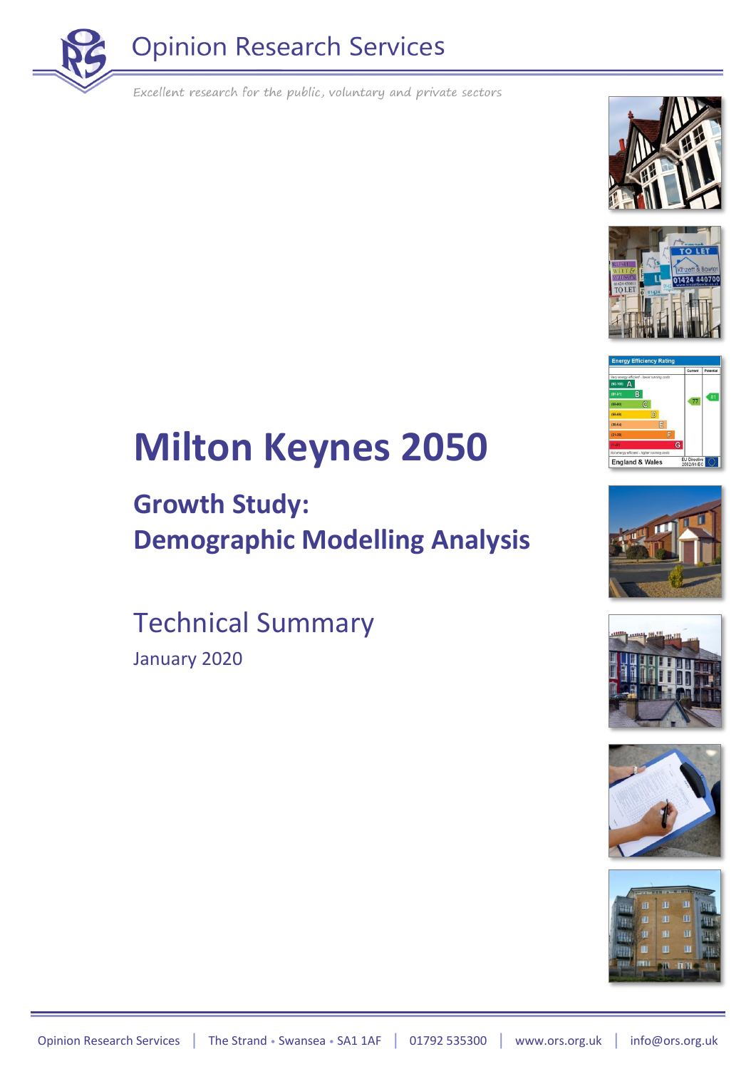Opinion Research Services

*Excellent research for the public, voluntary and private sectors*

# Milton Keynes 2050

## Growth Study:
## Demographic Modelling Analysis

## Technical Summary

January 2020

Opinion Research Services | The Strand • Swansea • SA1 1AF | 01792 535300 | www.ors.org.uk | info@ors.org.uk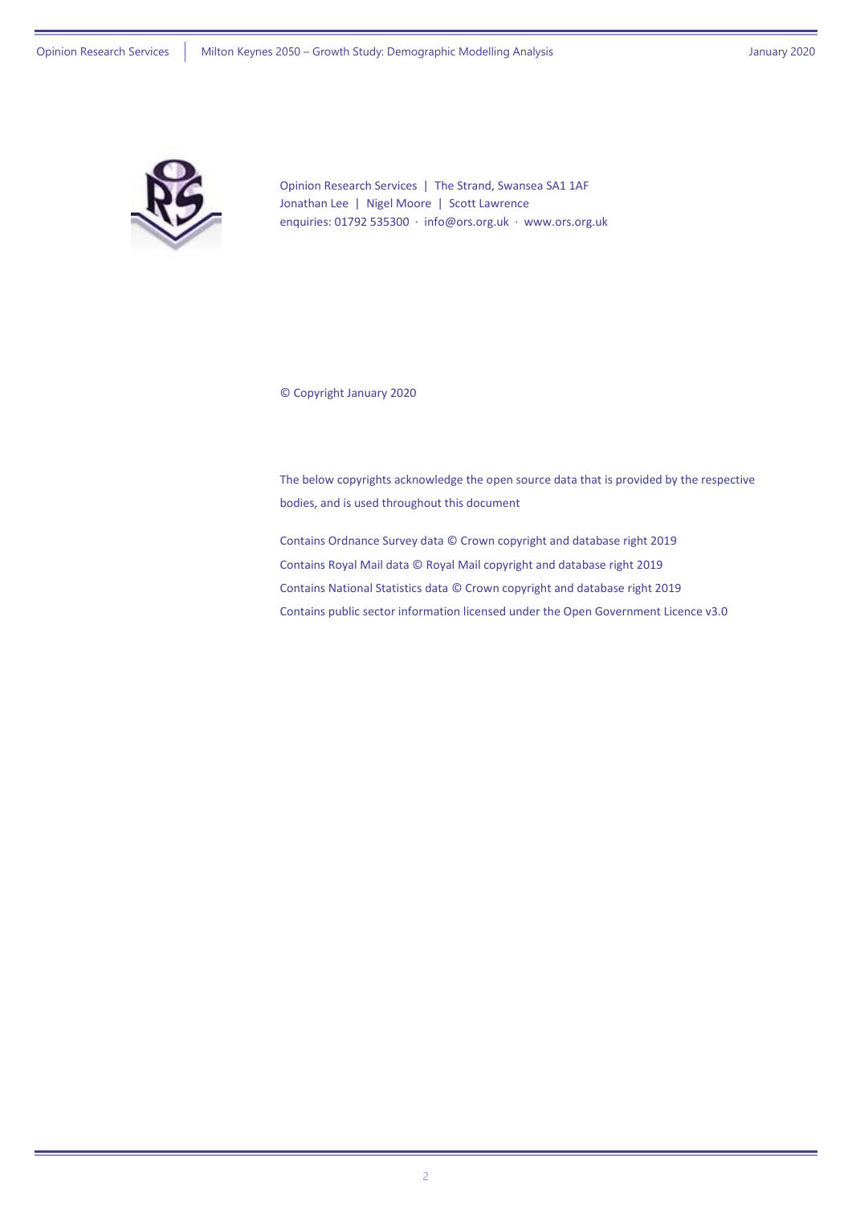Opinion Research Services | The Strand, Swansea SA1 1AF
Jonathan Lee | Nigel Moore | Scott Lawrence
enquiries: 01792 535300 · info@ors.org.uk · www.ors.org.uk

© Copyright January 2020

The below copyrights acknowledge the open source data that is provided by the respective bodies, and is used throughout this document

Contains Ordnance Survey data © Crown copyright and database right 2019
Contains Royal Mail data © Royal Mail copyright and database right 2019
Contains National Statistics data © Crown copyright and database right 2019
Contains public sector information licensed under the Open Government Licence v3.0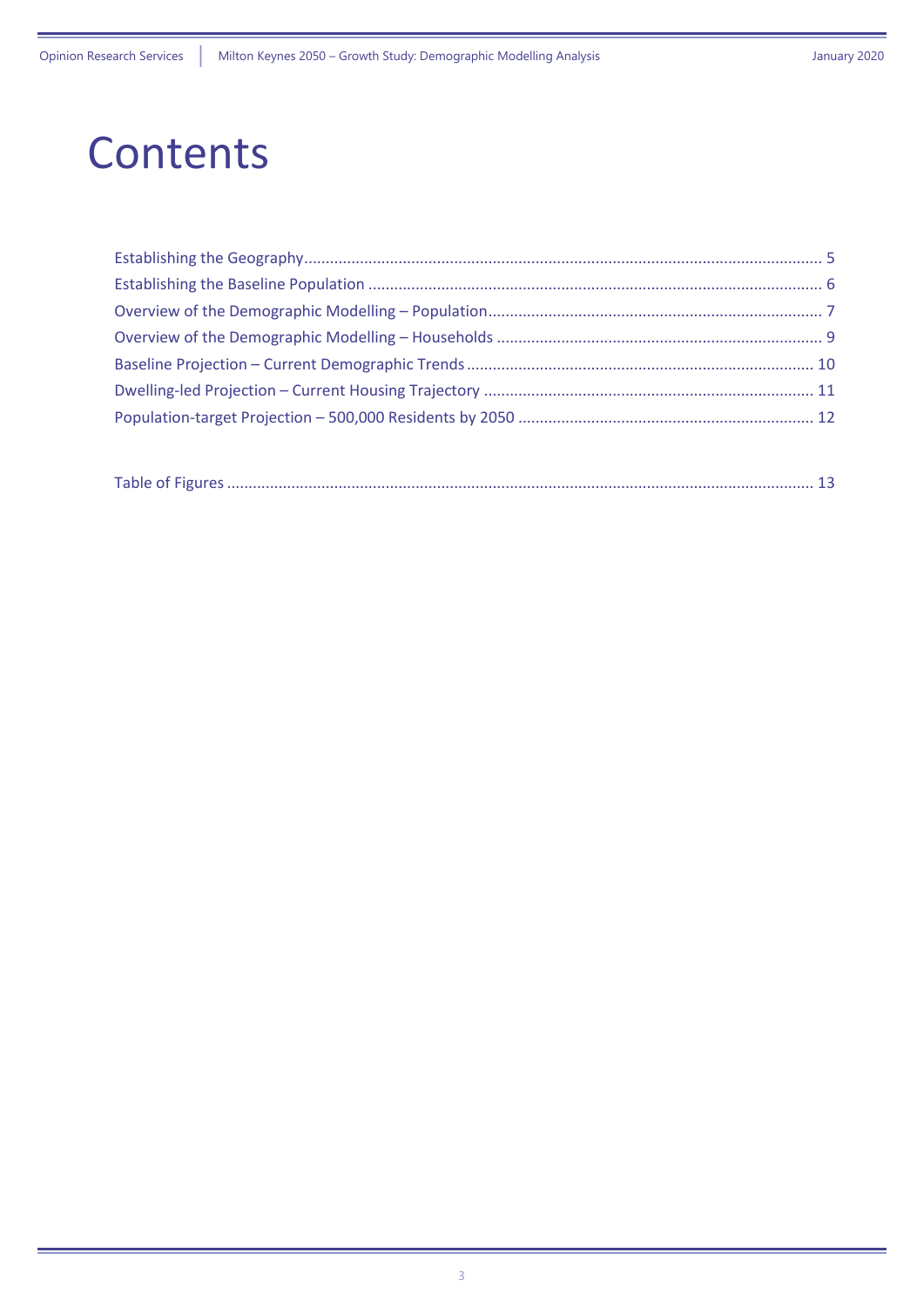# Contents

Establishing the Geography........................................................................................................................ 5

Establishing the Baseline Population ......................................................................................................... 6

Overview of the Demographic Modelling – Population............................................................................. 7

Overview of the Demographic Modelling – Households ........................................................................... 9

Baseline Projection – Current Demographic Trends ................................................................................ 10

Dwelling-led Projection – Current Housing Trajectory ............................................................................ 11

Population-target Projection – 500,000 Residents by 2050 .................................................................... 12

Table of Figures ........................................................................................................................................ 13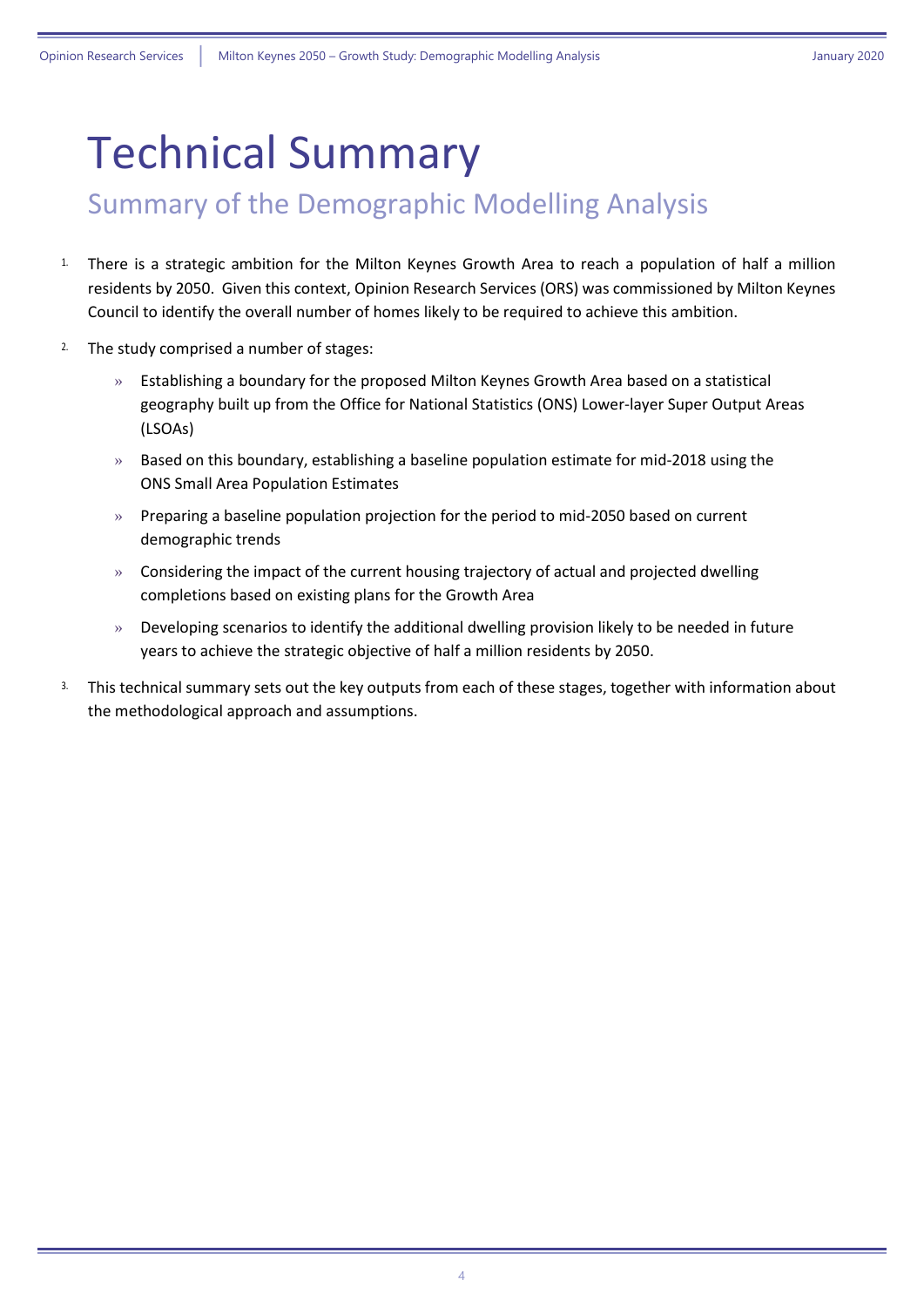# Technical Summary

## Summary of the Demographic Modelling Analysis

1. There is a strategic ambition for the Milton Keynes Growth Area to reach a population of half a million residents by 2050. Given this context, Opinion Research Services (ORS) was commissioned by Milton Keynes Council to identify the overall number of homes likely to be required to achieve this ambition.

2. The study comprised a number of stages:

   » Establishing a boundary for the proposed Milton Keynes Growth Area based on a statistical geography built up from the Office for National Statistics (ONS) Lower-layer Super Output Areas (LSOAs)

   » Based on this boundary, establishing a baseline population estimate for mid-2018 using the ONS Small Area Population Estimates

   » Preparing a baseline population projection for the period to mid-2050 based on current demographic trends

   » Considering the impact of the current housing trajectory of actual and projected dwelling completions based on existing plans for the Growth Area

   » Developing scenarios to identify the additional dwelling provision likely to be needed in future years to achieve the strategic objective of half a million residents by 2050.

3. This technical summary sets out the key outputs from each of these stages, together with information about the methodological approach and assumptions.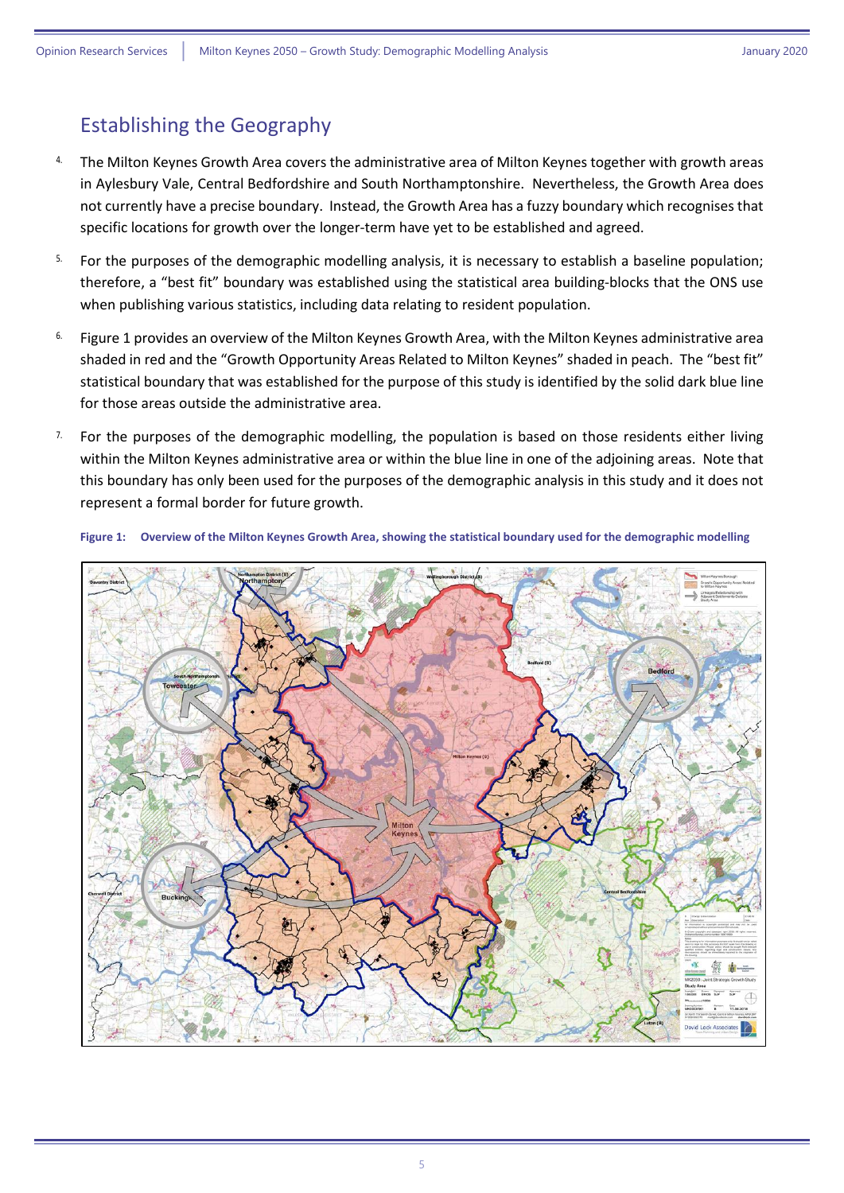## Establishing the Geography

4. The Milton Keynes Growth Area covers the administrative area of Milton Keynes together with growth areas in Aylesbury Vale, Central Bedfordshire and South Northamptonshire. Nevertheless, the Growth Area does not currently have a precise boundary. Instead, the Growth Area has a fuzzy boundary which recognises that specific locations for growth over the longer-term have yet to be established and agreed.

5. For the purposes of the demographic modelling analysis, it is necessary to establish a baseline population; therefore, a "best fit" boundary was established using the statistical area building-blocks that the ONS use when publishing various statistics, including data relating to resident population.

6. Figure 1 provides an overview of the Milton Keynes Growth Area, with the Milton Keynes administrative area shaded in red and the "Growth Opportunity Areas Related to Milton Keynes" shaded in peach. The "best fit" statistical boundary that was established for the purpose of this study is identified by the solid dark blue line for those areas outside the administrative area.

7. For the purposes of the demographic modelling, the population is based on those residents either living within the Milton Keynes administrative area or within the blue line in one of the adjoining areas. Note that this boundary has only been used for the purposes of the demographic analysis in this study and it does not represent a formal border for future growth.

**Figure 1: Overview of the Milton Keynes Growth Area, showing the statistical boundary used for the demographic modelling**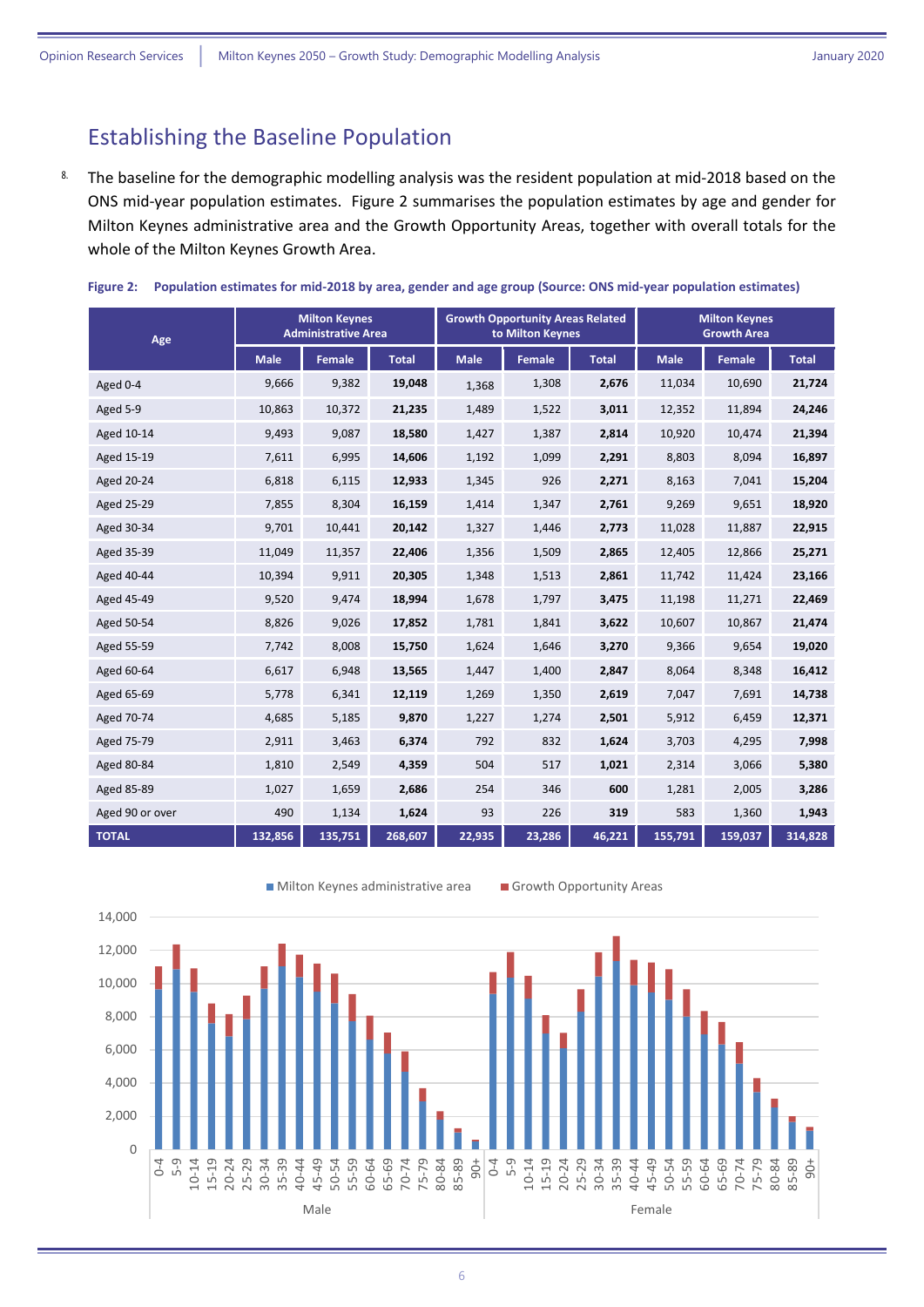## Establishing the Baseline Population

8. The baseline for the demographic modelling analysis was the resident population at mid-2018 based on the ONS mid-year population estimates. Figure 2 summarises the population estimates by age and gender for Milton Keynes administrative area and the Growth Opportunity Areas, together with overall totals for the whole of the Milton Keynes Growth Area.

**Figure 2: Population estimates for mid-2018 by area, gender and age group (Source: ONS mid-year population estimates)**

| Age | Milton Keynes Administrative Area | | | Growth Opportunity Areas Related to Milton Keynes | | | Milton Keynes Growth Area | | |
|---|---|---|---|---|---|---|---|---|---|
| | Male | Female | Total | Male | Female | Total | Male | Female | Total |
| Aged 0-4 | 9,666 | 9,382 | **19,048** | 1,368 | 1,308 | **2,676** | 11,034 | 10,690 | **21,724** |
| Aged 5-9 | 10,863 | 10,372 | **21,235** | 1,489 | 1,522 | **3,011** | 12,352 | 11,894 | **24,246** |
| Aged 10-14 | 9,493 | 9,087 | **18,580** | 1,427 | 1,387 | **2,814** | 10,920 | 10,474 | **21,394** |
| Aged 15-19 | 7,611 | 6,995 | **14,606** | 1,192 | 1,099 | **2,291** | 8,803 | 8,094 | **16,897** |
| Aged 20-24 | 6,818 | 6,115 | **12,933** | 1,345 | 926 | **2,271** | 8,163 | 7,041 | **15,204** |
| Aged 25-29 | 7,855 | 8,304 | **16,159** | 1,414 | 1,347 | **2,761** | 9,269 | 9,651 | **18,920** |
| Aged 30-34 | 9,701 | 10,441 | **20,142** | 1,327 | 1,446 | **2,773** | 11,028 | 11,887 | **22,915** |
| Aged 35-39 | 11,049 | 11,357 | **22,406** | 1,356 | 1,509 | **2,865** | 12,405 | 12,866 | **25,271** |
| Aged 40-44 | 10,394 | 9,911 | **20,305** | 1,348 | 1,513 | **2,861** | 11,742 | 11,424 | **23,166** |
| Aged 45-49 | 9,520 | 9,474 | **18,994** | 1,678 | 1,797 | **3,475** | 11,198 | 11,271 | **22,469** |
| Aged 50-54 | 8,826 | 9,026 | **17,852** | 1,781 | 1,841 | **3,622** | 10,607 | 10,867 | **21,474** |
| Aged 55-59 | 7,742 | 8,008 | **15,750** | 1,624 | 1,646 | **3,270** | 9,366 | 9,654 | **19,020** |
| Aged 60-64 | 6,617 | 6,948 | **13,565** | 1,447 | 1,400 | **2,847** | 8,064 | 8,348 | **16,412** |
| Aged 65-69 | 5,778 | 6,341 | **12,119** | 1,269 | 1,350 | **2,619** | 7,047 | 7,691 | **14,738** |
| Aged 70-74 | 4,685 | 5,185 | **9,870** | 1,227 | 1,274 | **2,501** | 5,912 | 6,459 | **12,371** |
| Aged 75-79 | 2,911 | 3,463 | **6,374** | 792 | 832 | **1,624** | 3,703 | 4,295 | **7,998** |
| Aged 80-84 | 1,810 | 2,549 | **4,359** | 504 | 517 | **1,021** | 2,314 | 3,066 | **5,380** |
| Aged 85-89 | 1,027 | 1,659 | **2,686** | 254 | 346 | **600** | 1,281 | 2,005 | **3,286** |
| Aged 90 or over | 490 | 1,134 | **1,624** | 93 | 226 | **319** | 583 | 1,360 | **1,943** |
| **TOTAL** | **132,856** | **135,751** | **268,607** | **22,935** | **23,286** | **46,221** | **155,791** | **159,037** | **314,828** |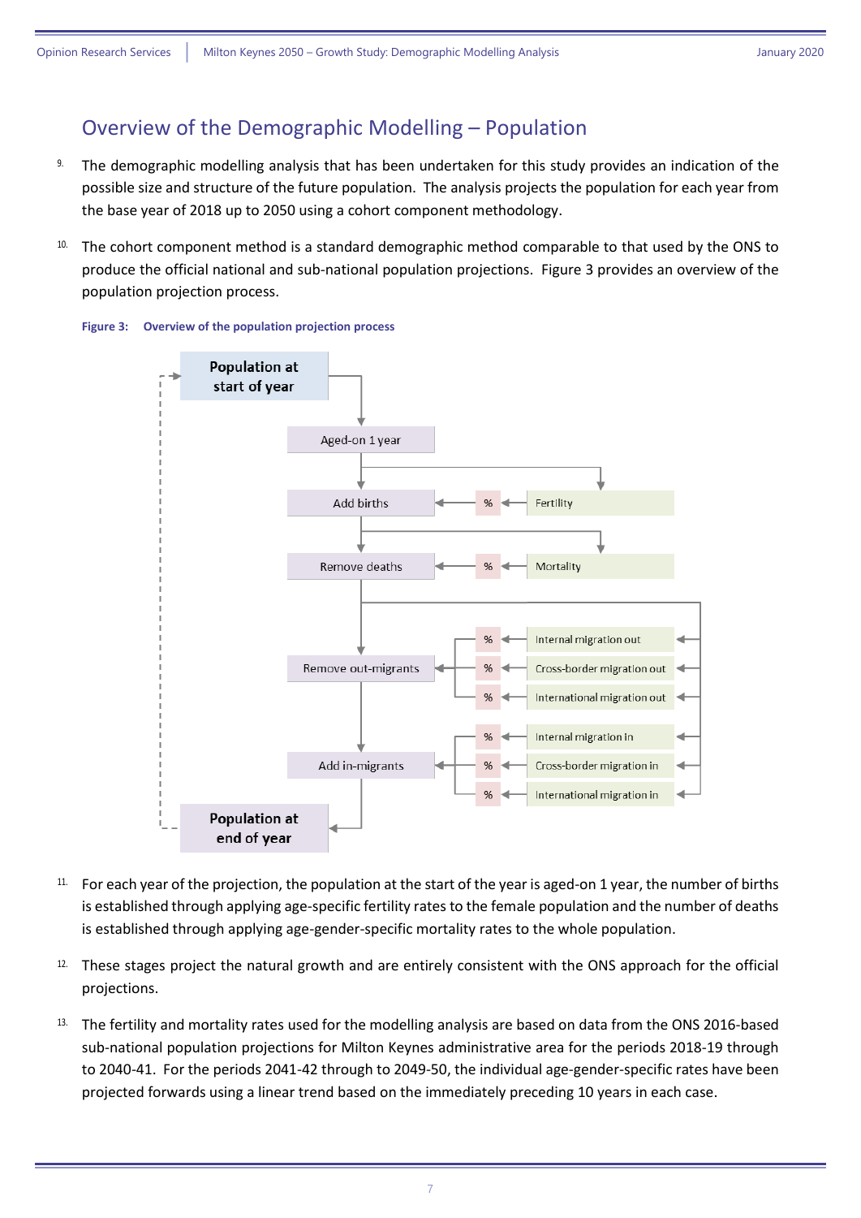## Overview of the Demographic Modelling – Population

9. The demographic modelling analysis that has been undertaken for this study provides an indication of the possible size and structure of the future population. The analysis projects the population for each year from the base year of 2018 up to 2050 using a cohort component methodology.

10. The cohort component method is a standard demographic method comparable to that used by the ONS to produce the official national and sub-national population projections. Figure 3 provides an overview of the population projection process.

**Figure 3: Overview of the population projection process**

Population at start of year → Aged-on 1 year → Add births (← % ← Fertility) → Remove deaths (← % ← Mortality) → Remove out-migrants (← % ← Internal migration out; ← % ← Cross-border migration out; ← % ← International migration out) → Add in-migrants (← % ← Internal migration in; ← % ← Cross-border migration in; ← % ← International migration in) → Population at end of year

11. For each year of the projection, the population at the start of the year is aged-on 1 year, the number of births is established through applying age-specific fertility rates to the female population and the number of deaths is established through applying age-gender-specific mortality rates to the whole population.

12. These stages project the natural growth and are entirely consistent with the ONS approach for the official projections.

13. The fertility and mortality rates used for the modelling analysis are based on data from the ONS 2016-based sub-national population projections for Milton Keynes administrative area for the periods 2018-19 through to 2040-41. For the periods 2041-42 through to 2049-50, the individual age-gender-specific rates have been projected forwards using a linear trend based on the immediately preceding 10 years in each case.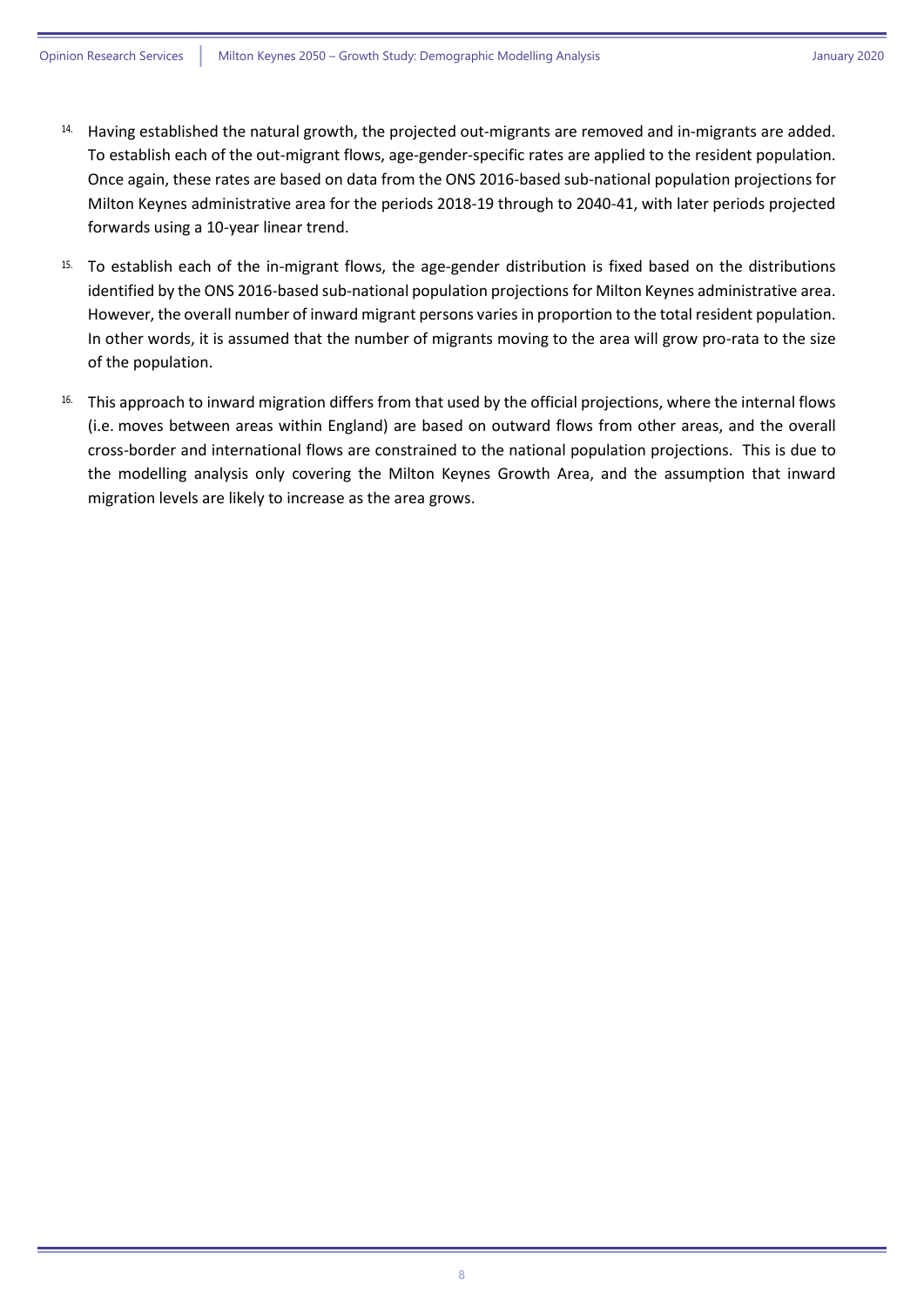14. Having established the natural growth, the projected out-migrants are removed and in-migrants are added. To establish each of the out-migrant flows, age-gender-specific rates are applied to the resident population. Once again, these rates are based on data from the ONS 2016-based sub-national population projections for Milton Keynes administrative area for the periods 2018-19 through to 2040-41, with later periods projected forwards using a 10-year linear trend.

15. To establish each of the in-migrant flows, the age-gender distribution is fixed based on the distributions identified by the ONS 2016-based sub-national population projections for Milton Keynes administrative area. However, the overall number of inward migrant persons varies in proportion to the total resident population. In other words, it is assumed that the number of migrants moving to the area will grow pro-rata to the size of the population.

16. This approach to inward migration differs from that used by the official projections, where the internal flows (i.e. moves between areas within England) are based on outward flows from other areas, and the overall cross-border and international flows are constrained to the national population projections. This is due to the modelling analysis only covering the Milton Keynes Growth Area, and the assumption that inward migration levels are likely to increase as the area grows.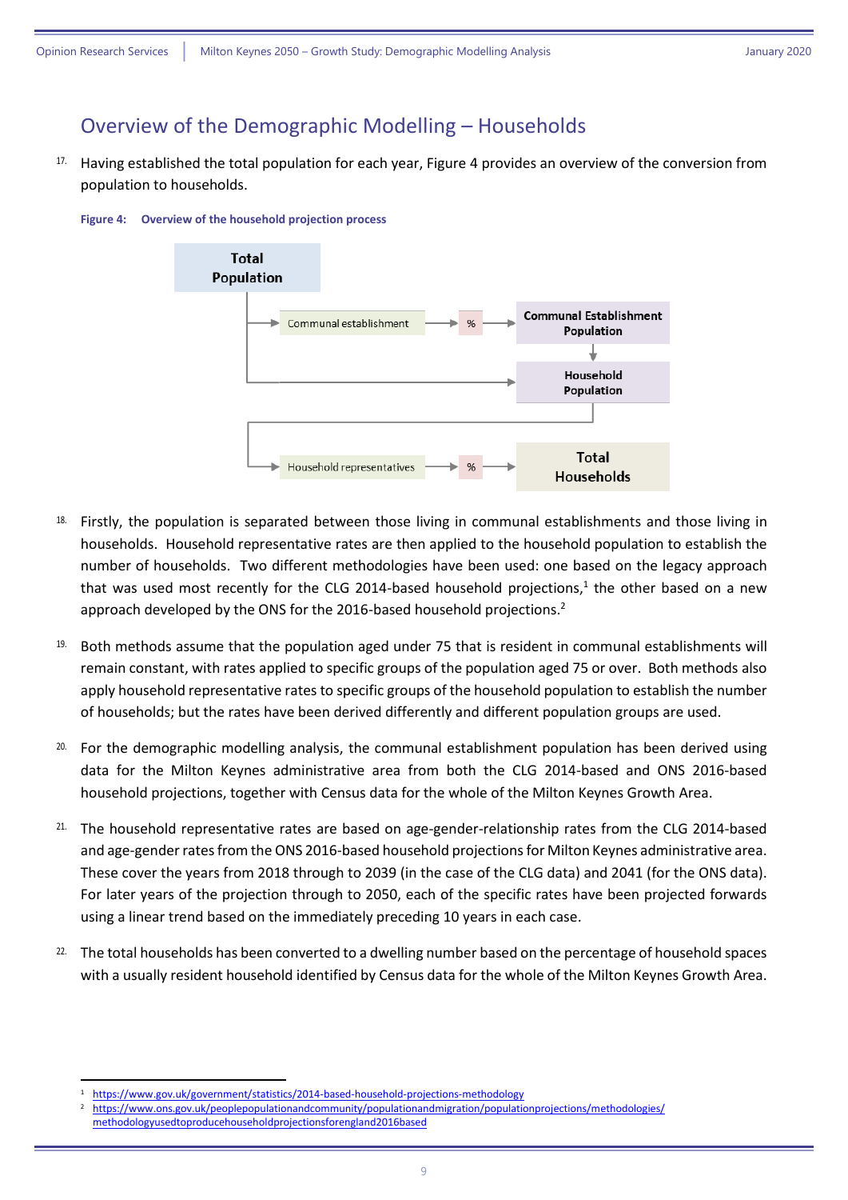## Overview of the Demographic Modelling – Households

17. Having established the total population for each year, Figure 4 provides an overview of the conversion from population to households.

**Figure 4: Overview of the household projection process**

Total Population → Communal establishment → % → Communal Establishment Population → Household Population → Household representatives → % → Total Households

18. Firstly, the population is separated between those living in communal establishments and those living in households. Household representative rates are then applied to the household population to establish the number of households. Two different methodologies have been used: one based on the legacy approach that was used most recently for the CLG 2014-based household projections,[1] the other based on a new approach developed by the ONS for the 2016-based household projections.[2]

19. Both methods assume that the population aged under 75 that is resident in communal establishments will remain constant, with rates applied to specific groups of the population aged 75 or over. Both methods also apply household representative rates to specific groups of the household population to establish the number of households; but the rates have been derived differently and different population groups are used.

20. For the demographic modelling analysis, the communal establishment population has been derived using data for the Milton Keynes administrative area from both the CLG 2014-based and ONS 2016-based household projections, together with Census data for the whole of the Milton Keynes Growth Area.

21. The household representative rates are based on age-gender-relationship rates from the CLG 2014-based and age-gender rates from the ONS 2016-based household projections for Milton Keynes administrative area. These cover the years from 2018 through to 2039 (in the case of the CLG data) and 2041 (for the ONS data). For later years of the projection through to 2050, each of the specific rates have been projected forwards using a linear trend based on the immediately preceding 10 years in each case.

22. The total households has been converted to a dwelling number based on the percentage of household spaces with a usually resident household identified by Census data for the whole of the Milton Keynes Growth Area.

---

[1] https://www.gov.uk/government/statistics/2014-based-household-projections-methodology

[2] https://www.ons.gov.uk/peoplepopulationandcommunity/populationandmigration/populationprojections/methodologies/methodologyusedtoproducehouseholdprojectionsforengland2016based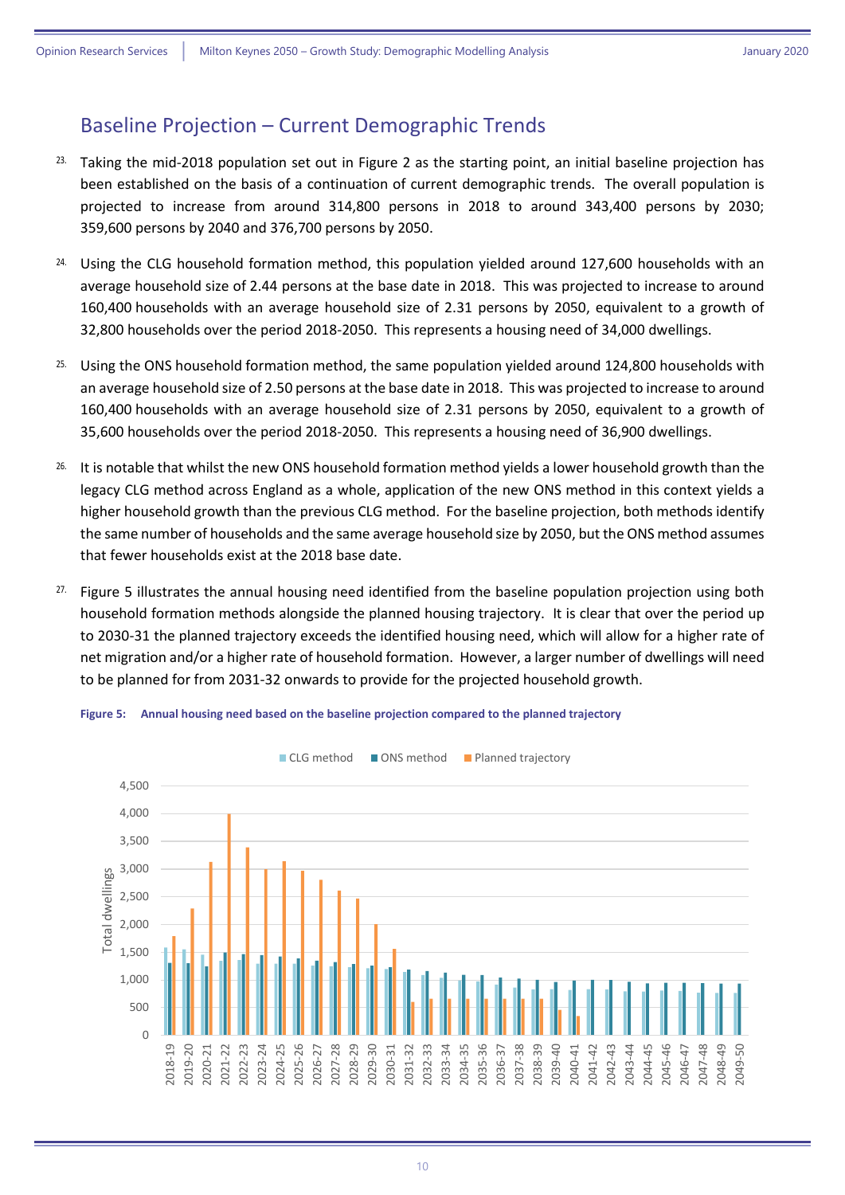## Baseline Projection – Current Demographic Trends

23. Taking the mid-2018 population set out in Figure 2 as the starting point, an initial baseline projection has been established on the basis of a continuation of current demographic trends. The overall population is projected to increase from around 314,800 persons in 2018 to around 343,400 persons by 2030; 359,600 persons by 2040 and 376,700 persons by 2050.

24. Using the CLG household formation method, this population yielded around 127,600 households with an average household size of 2.44 persons at the base date in 2018. This was projected to increase to around 160,400 households with an average household size of 2.31 persons by 2050, equivalent to a growth of 32,800 households over the period 2018-2050. This represents a housing need of 34,000 dwellings.

25. Using the ONS household formation method, the same population yielded around 124,800 households with an average household size of 2.50 persons at the base date in 2018. This was projected to increase to around 160,400 households with an average household size of 2.31 persons by 2050, equivalent to a growth of 35,600 households over the period 2018-2050. This represents a housing need of 36,900 dwellings.

26. It is notable that whilst the new ONS household formation method yields a lower household growth than the legacy CLG method across England as a whole, application of the new ONS method in this context yields a higher household growth than the previous CLG method. For the baseline projection, both methods identify the same number of households and the same average household size by 2050, but the ONS method assumes that fewer households exist at the 2018 base date.

27. Figure 5 illustrates the annual housing need identified from the baseline population projection using both household formation methods alongside the planned housing trajectory. It is clear that over the period up to 2030-31 the planned trajectory exceeds the identified housing need, which will allow for a higher rate of net migration and/or a higher rate of household formation. However, a larger number of dwellings will need to be planned for from 2031-32 onwards to provide for the projected household growth.

**Figure 5: Annual housing need based on the baseline projection compared to the planned trajectory**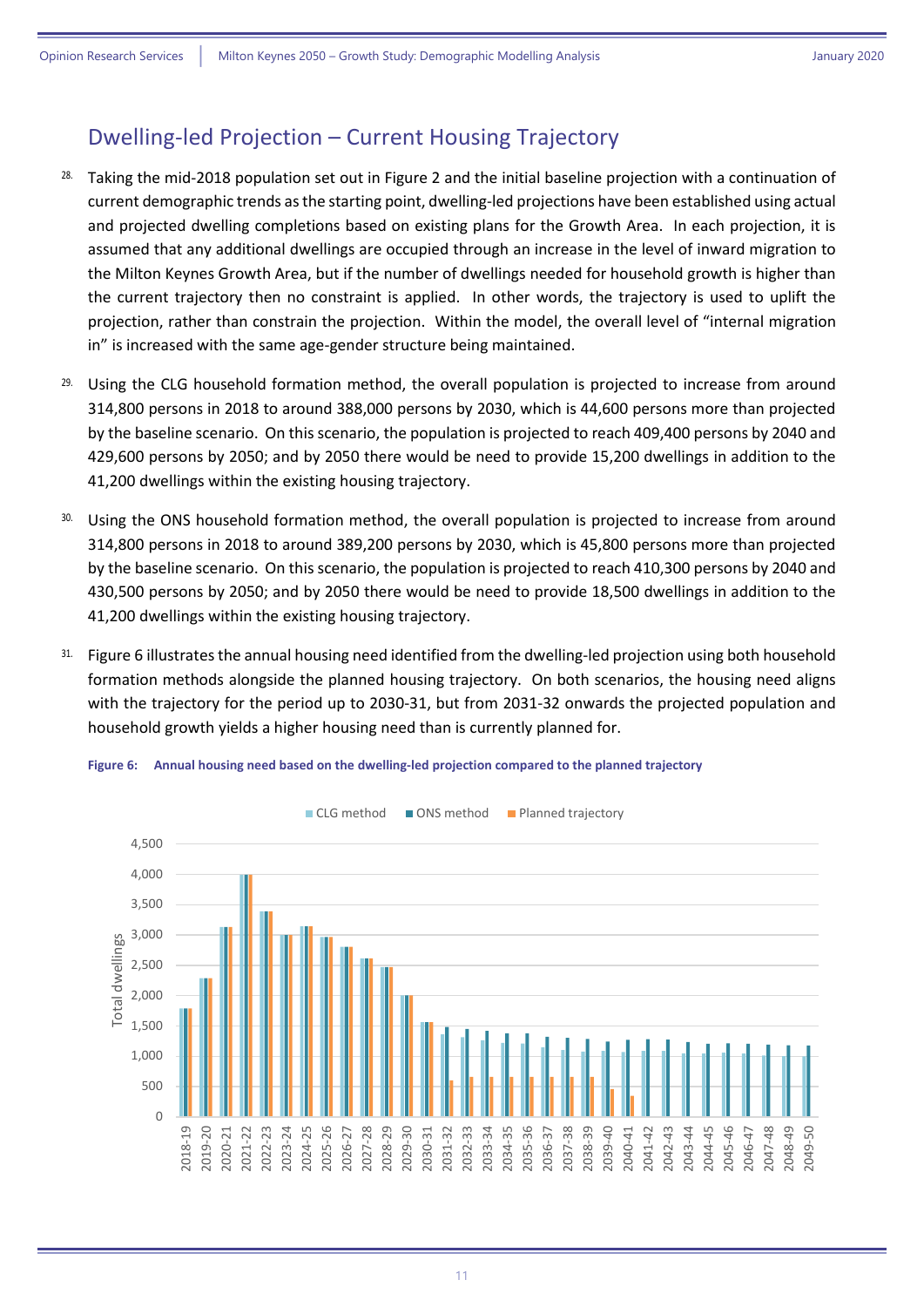## Dwelling-led Projection – Current Housing Trajectory

28. Taking the mid-2018 population set out in Figure 2 and the initial baseline projection with a continuation of current demographic trends as the starting point, dwelling-led projections have been established using actual and projected dwelling completions based on existing plans for the Growth Area. In each projection, it is assumed that any additional dwellings are occupied through an increase in the level of inward migration to the Milton Keynes Growth Area, but if the number of dwellings needed for household growth is higher than the current trajectory then no constraint is applied. In other words, the trajectory is used to uplift the projection, rather than constrain the projection. Within the model, the overall level of "internal migration in" is increased with the same age-gender structure being maintained.

29. Using the CLG household formation method, the overall population is projected to increase from around 314,800 persons in 2018 to around 388,000 persons by 2030, which is 44,600 persons more than projected by the baseline scenario. On this scenario, the population is projected to reach 409,400 persons by 2040 and 429,600 persons by 2050; and by 2050 there would be need to provide 15,200 dwellings in addition to the 41,200 dwellings within the existing housing trajectory.

30. Using the ONS household formation method, the overall population is projected to increase from around 314,800 persons in 2018 to around 389,200 persons by 2030, which is 45,800 persons more than projected by the baseline scenario. On this scenario, the population is projected to reach 410,300 persons by 2040 and 430,500 persons by 2050; and by 2050 there would be need to provide 18,500 dwellings in addition to the 41,200 dwellings within the existing housing trajectory.

31. Figure 6 illustrates the annual housing need identified from the dwelling-led projection using both household formation methods alongside the planned housing trajectory. On both scenarios, the housing need aligns with the trajectory for the period up to 2030-31, but from 2031-32 onwards the projected population and household growth yields a higher housing need than is currently planned for.

**Figure 6: Annual housing need based on the dwelling-led projection compared to the planned trajectory**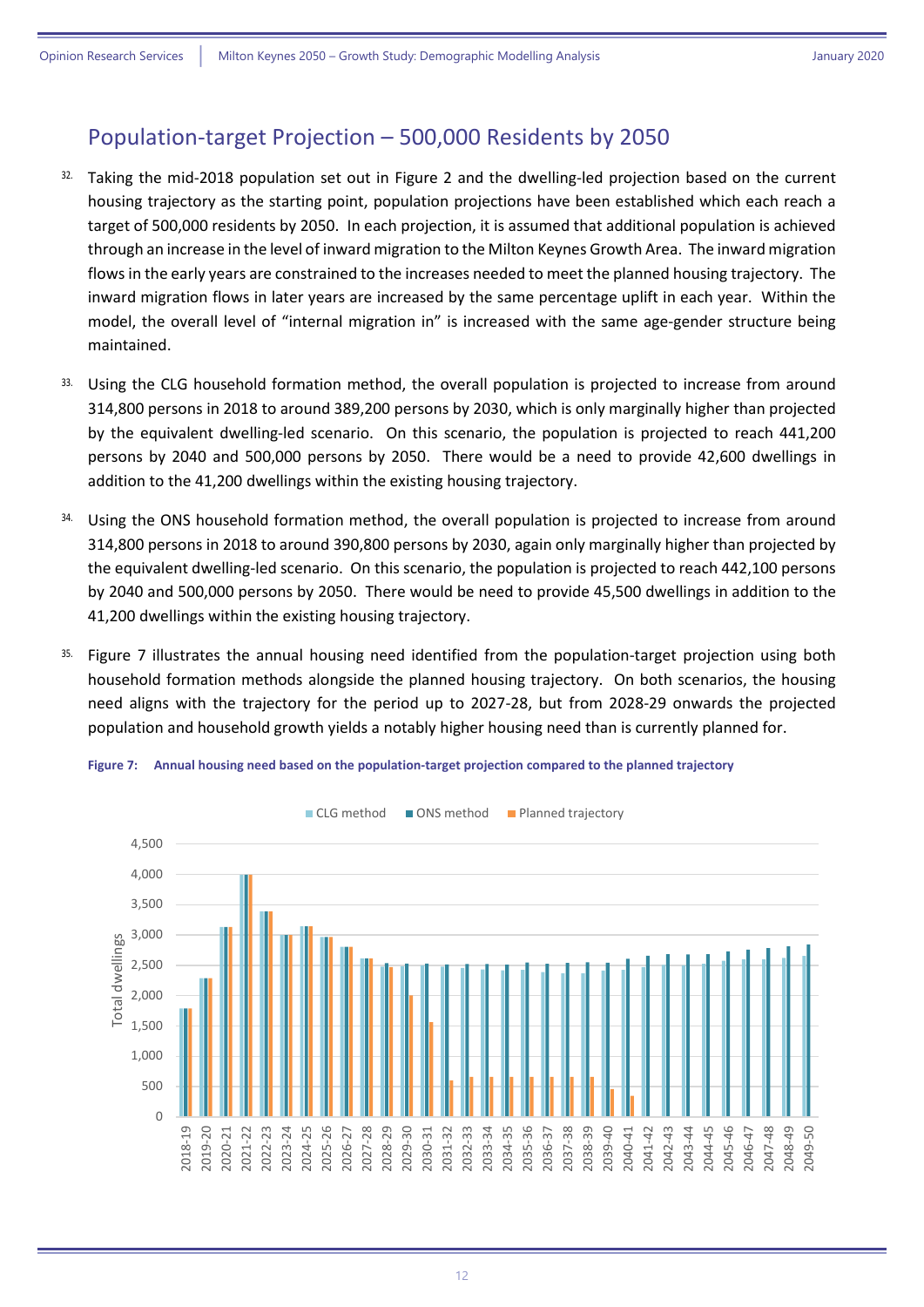## Population-target Projection – 500,000 Residents by 2050

32. Taking the mid-2018 population set out in Figure 2 and the dwelling-led projection based on the current housing trajectory as the starting point, population projections have been established which each reach a target of 500,000 residents by 2050. In each projection, it is assumed that additional population is achieved through an increase in the level of inward migration to the Milton Keynes Growth Area. The inward migration flows in the early years are constrained to the increases needed to meet the planned housing trajectory. The inward migration flows in later years are increased by the same percentage uplift in each year. Within the model, the overall level of "internal migration in" is increased with the same age-gender structure being maintained.

33. Using the CLG household formation method, the overall population is projected to increase from around 314,800 persons in 2018 to around 389,200 persons by 2030, which is only marginally higher than projected by the equivalent dwelling-led scenario. On this scenario, the population is projected to reach 441,200 persons by 2040 and 500,000 persons by 2050. There would be a need to provide 42,600 dwellings in addition to the 41,200 dwellings within the existing housing trajectory.

34. Using the ONS household formation method, the overall population is projected to increase from around 314,800 persons in 2018 to around 390,800 persons by 2030, again only marginally higher than projected by the equivalent dwelling-led scenario. On this scenario, the population is projected to reach 442,100 persons by 2040 and 500,000 persons by 2050. There would be need to provide 45,500 dwellings in addition to the 41,200 dwellings within the existing housing trajectory.

35. Figure 7 illustrates the annual housing need identified from the population-target projection using both household formation methods alongside the planned housing trajectory. On both scenarios, the housing need aligns with the trajectory for the period up to 2027-28, but from 2028-29 onwards the projected population and household growth yields a notably higher housing need than is currently planned for.

**Figure 7: Annual housing need based on the population-target projection compared to the planned trajectory**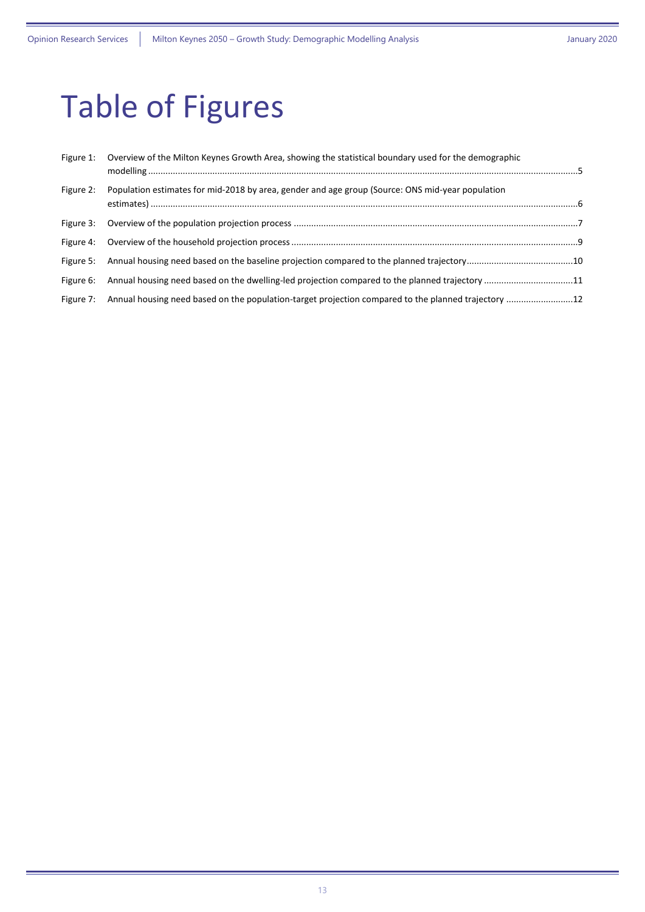# Table of Figures

Figure 1: Overview of the Milton Keynes Growth Area, showing the statistical boundary used for the demographic modelling ....5

Figure 2: Population estimates for mid-2018 by area, gender and age group (Source: ONS mid-year population estimates) ....6

Figure 3: Overview of the population projection process ....7

Figure 4: Overview of the household projection process ....9

Figure 5: Annual housing need based on the baseline projection compared to the planned trajectory ....10

Figure 6: Annual housing need based on the dwelling-led projection compared to the planned trajectory ....11

Figure 7: Annual housing need based on the population-target projection compared to the planned trajectory ....12